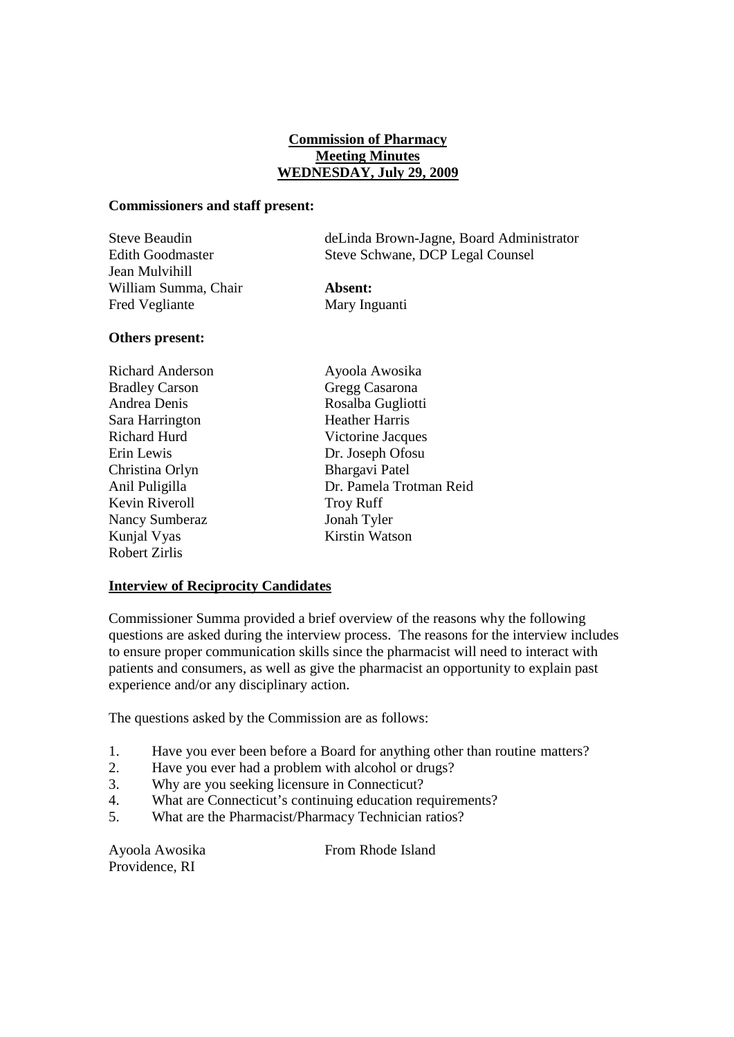**Commission of Pharmacy**
**Meeting Minutes**
**WEDNESDAY, July 29, 2009**

**Commissioners and staff present:**

Steve Beaudin
Edith Goodmaster
Jean Mulvihill
William Summa, Chair
Fred Vegliante

deLinda Brown-Jagne, Board Administrator
Steve Schwane, DCP Legal Counsel

**Absent:**
Mary Inguanti

**Others present:**

Richard Anderson
Bradley Carson
Andrea Denis
Sara Harrington
Richard Hurd
Erin Lewis
Christina Orlyn
Anil Puligilla
Kevin Riveroll
Nancy Sumberaz
Kunjal Vyas
Robert Zirlis
Ayoola Awosika
Gregg Casarona
Rosalba Gugliotti
Heather Harris
Victorine Jacques
Dr. Joseph Ofosu
Bhargavi Patel
Dr. Pamela Trotman Reid
Troy Ruff
Jonah Tyler
Kirstin Watson

**Interview of Reciprocity Candidates**

Commissioner Summa provided a brief overview of the reasons why the following questions are asked during the interview process. The reasons for the interview includes to ensure proper communication skills since the pharmacist will need to interact with patients and consumers, as well as give the pharmacist an opportunity to explain past experience and/or any disciplinary action.

The questions asked by the Commission are as follows:

1. Have you ever been before a Board for anything other than routine matters?
2. Have you ever had a problem with alcohol or drugs?
3. Why are you seeking licensure in Connecticut?
4. What are Connecticut's continuing education requirements?
5. What are the Pharmacist/Pharmacy Technician ratios?

Ayoola Awosika
Providence, RI

From Rhode Island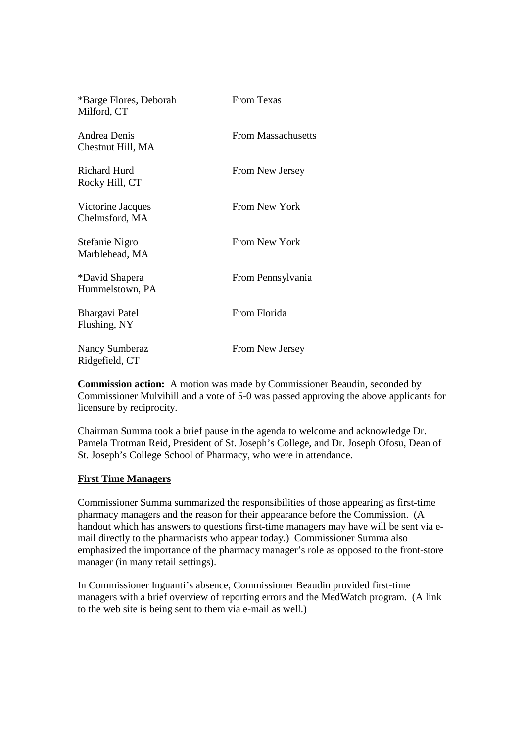| | |
|---|---|
| *Barge Flores, Deborah<br>Milford, CT | From Texas |
| Andrea Denis<br>Chestnut Hill, MA | From Massachusetts |
| Richard Hurd<br>Rocky Hill, CT | From New Jersey |
| Victorine Jacques<br>Chelmsford, MA | From New York |
| Stefanie Nigro<br>Marblehead, MA | From New York |
| *David Shapera<br>Hummelstown, PA | From Pennsylvania |
| Bhargavi Patel<br>Flushing, NY | From Florida |
| Nancy Sumberaz<br>Ridgefield, CT | From New Jersey |

**Commission action:** A motion was made by Commissioner Beaudin, seconded by Commissioner Mulvihill and a vote of 5-0 was passed approving the above applicants for licensure by reciprocity.

Chairman Summa took a brief pause in the agenda to welcome and acknowledge Dr. Pamela Trotman Reid, President of St. Joseph's College, and Dr. Joseph Ofosu, Dean of St. Joseph's College School of Pharmacy, who were in attendance.

**First Time Managers**

Commissioner Summa summarized the responsibilities of those appearing as first-time pharmacy managers and the reason for their appearance before the Commission. (A handout which has answers to questions first-time managers may have will be sent via e-mail directly to the pharmacists who appear today.) Commissioner Summa also emphasized the importance of the pharmacy manager's role as opposed to the front-store manager (in many retail settings).

In Commissioner Inguanti's absence, Commissioner Beaudin provided first-time managers with a brief overview of reporting errors and the MedWatch program. (A link to the web site is being sent to them via e-mail as well.)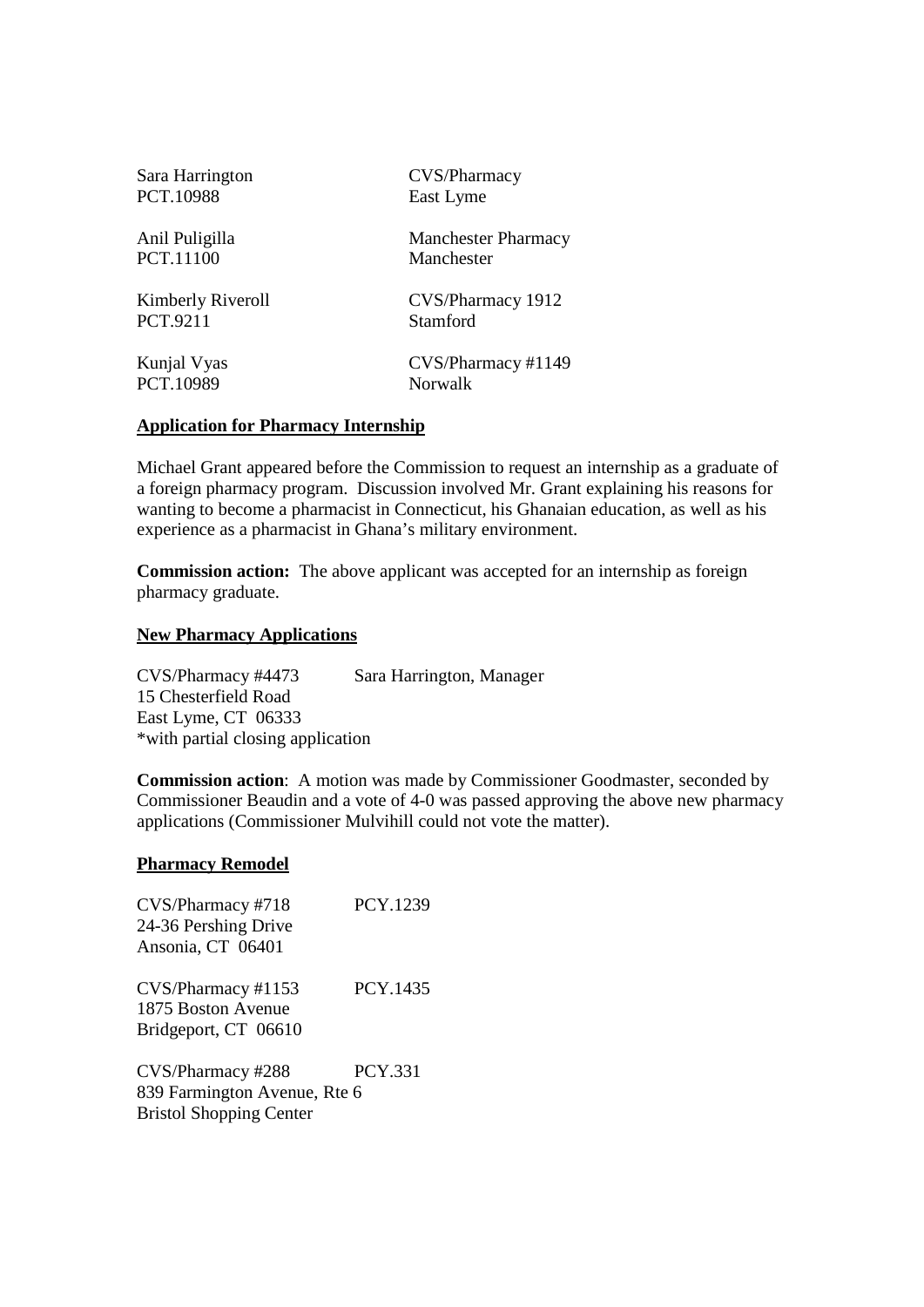| | |
|---|---|
| Sara Harrington<br>PCT.10988 | CVS/Pharmacy<br>East Lyme |
| Anil Puligilla<br>PCT.11100 | Manchester Pharmacy<br>Manchester |
| Kimberly Riveroll<br>PCT.9211 | CVS/Pharmacy 1912<br>Stamford |
| Kunjal Vyas<br>PCT.10989 | CVS/Pharmacy #1149<br>Norwalk |

## Application for Pharmacy Internship

Michael Grant appeared before the Commission to request an internship as a graduate of a foreign pharmacy program. Discussion involved Mr. Grant explaining his reasons for wanting to become a pharmacist in Connecticut, his Ghanaian education, as well as his experience as a pharmacist in Ghana's military environment.

**Commission action:** The above applicant was accepted for an internship as foreign pharmacy graduate.

## New Pharmacy Applications

CVS/Pharmacy #4473 Sara Harrington, Manager
15 Chesterfield Road
East Lyme, CT 06333
*with partial closing application

**Commission action**: A motion was made by Commissioner Goodmaster, seconded by Commissioner Beaudin and a vote of 4-0 was passed approving the above new pharmacy applications (Commissioner Mulvihill could not vote the matter).

## Pharmacy Remodel

CVS/Pharmacy #718 PCY.1239
24-36 Pershing Drive
Ansonia, CT 06401

CVS/Pharmacy #1153 PCY.1435
1875 Boston Avenue
Bridgeport, CT 06610

CVS/Pharmacy #288 PCY.331
839 Farmington Avenue, Rte 6
Bristol Shopping Center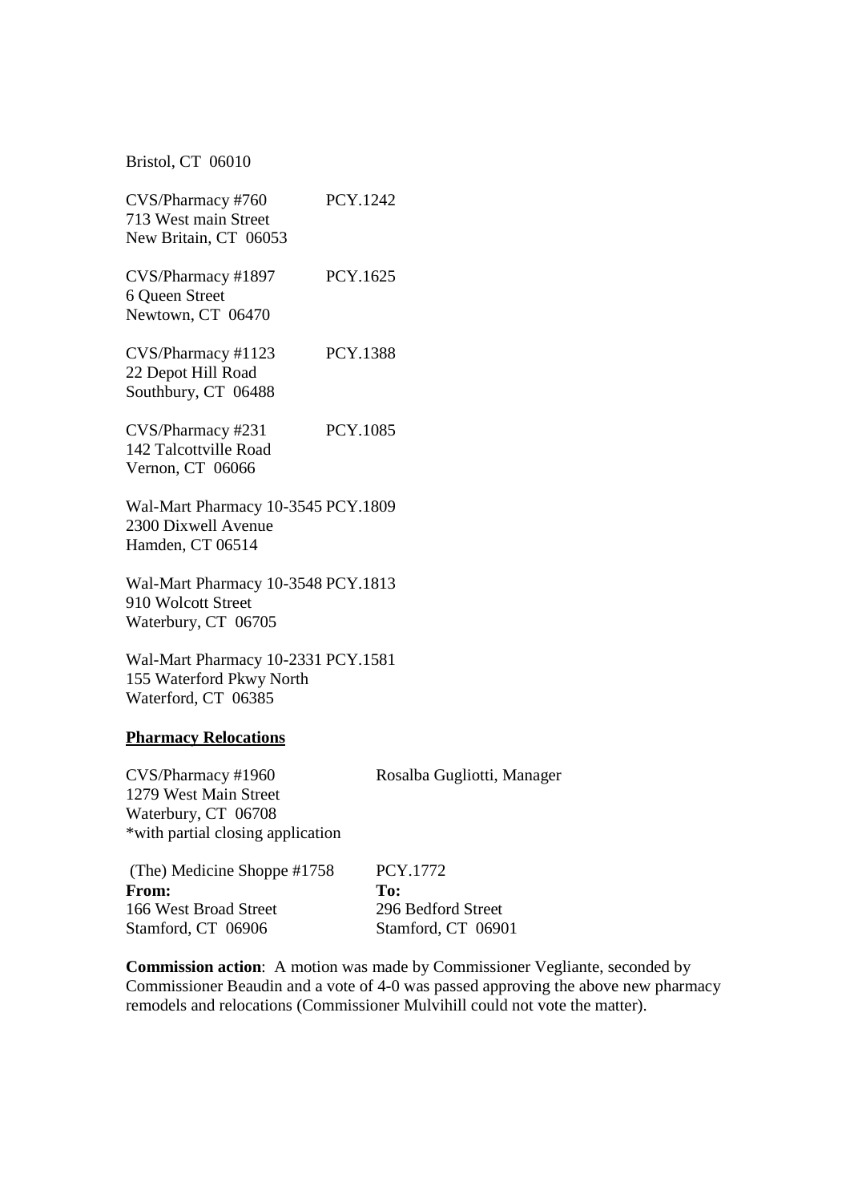Bristol, CT 06010

CVS/Pharmacy #760 PCY.1242
713 West main Street
New Britain, CT 06053

CVS/Pharmacy #1897 PCY.1625
6 Queen Street
Newtown, CT 06470

CVS/Pharmacy #1123 PCY.1388
22 Depot Hill Road
Southbury, CT 06488

CVS/Pharmacy #231 PCY.1085
142 Talcottville Road
Vernon, CT 06066

Wal-Mart Pharmacy 10-3545 PCY.1809
2300 Dixwell Avenue
Hamden, CT 06514

Wal-Mart Pharmacy 10-3548 PCY.1813
910 Wolcott Street
Waterbury, CT 06705

Wal-Mart Pharmacy 10-2331 PCY.1581
155 Waterford Pkwy North
Waterford, CT 06385

**Pharmacy Relocations**

CVS/Pharmacy #1960 Rosalba Gugliotti, Manager
1279 West Main Street
Waterbury, CT 06708
*with partial closing application

(The) Medicine Shoppe #1758 PCY.1772

| **From:** | **To:** |
|---|---|
| 166 West Broad Street | 296 Bedford Street |
| Stamford, CT 06906 | Stamford, CT 06901 |

**Commission action**: A motion was made by Commissioner Vegliante, seconded by Commissioner Beaudin and a vote of 4-0 was passed approving the above new pharmacy remodels and relocations (Commissioner Mulvihill could not vote the matter).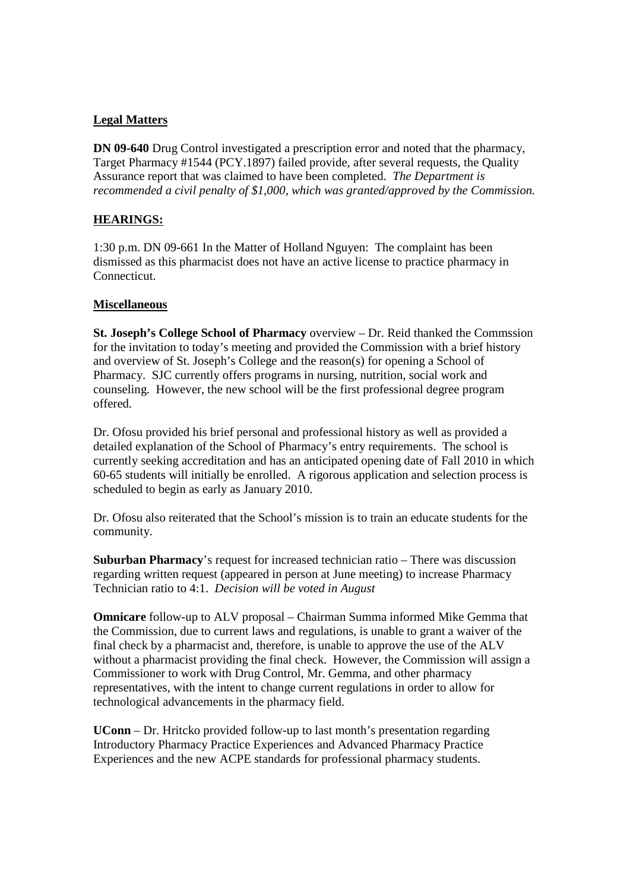**Legal Matters**

**DN 09-640** Drug Control investigated a prescription error and noted that the pharmacy, Target Pharmacy #1544 (PCY.1897) failed provide, after several requests, the Quality Assurance report that was claimed to have been completed. *The Department is recommended a civil penalty of $1,000, which was granted/approved by the Commission.*

**HEARINGS:**

1:30 p.m. DN 09-661 In the Matter of Holland Nguyen: The complaint has been dismissed as this pharmacist does not have an active license to practice pharmacy in Connecticut.

**Miscellaneous**

**St. Joseph's College School of Pharmacy** overview – Dr. Reid thanked the Commssion for the invitation to today's meeting and provided the Commission with a brief history and overview of St. Joseph's College and the reason(s) for opening a School of Pharmacy. SJC currently offers programs in nursing, nutrition, social work and counseling. However, the new school will be the first professional degree program offered.

Dr. Ofosu provided his brief personal and professional history as well as provided a detailed explanation of the School of Pharmacy's entry requirements. The school is currently seeking accreditation and has an anticipated opening date of Fall 2010 in which 60-65 students will initially be enrolled. A rigorous application and selection process is scheduled to begin as early as January 2010.

Dr. Ofosu also reiterated that the School's mission is to train an educate students for the community.

**Suburban Pharmacy**'s request for increased technician ratio – There was discussion regarding written request (appeared in person at June meeting) to increase Pharmacy Technician ratio to 4:1. *Decision will be voted in August*

**Omnicare** follow-up to ALV proposal – Chairman Summa informed Mike Gemma that the Commission, due to current laws and regulations, is unable to grant a waiver of the final check by a pharmacist and, therefore, is unable to approve the use of the ALV without a pharmacist providing the final check. However, the Commission will assign a Commissioner to work with Drug Control, Mr. Gemma, and other pharmacy representatives, with the intent to change current regulations in order to allow for technological advancements in the pharmacy field.

**UConn** – Dr. Hritcko provided follow-up to last month's presentation regarding Introductory Pharmacy Practice Experiences and Advanced Pharmacy Practice Experiences and the new ACPE standards for professional pharmacy students.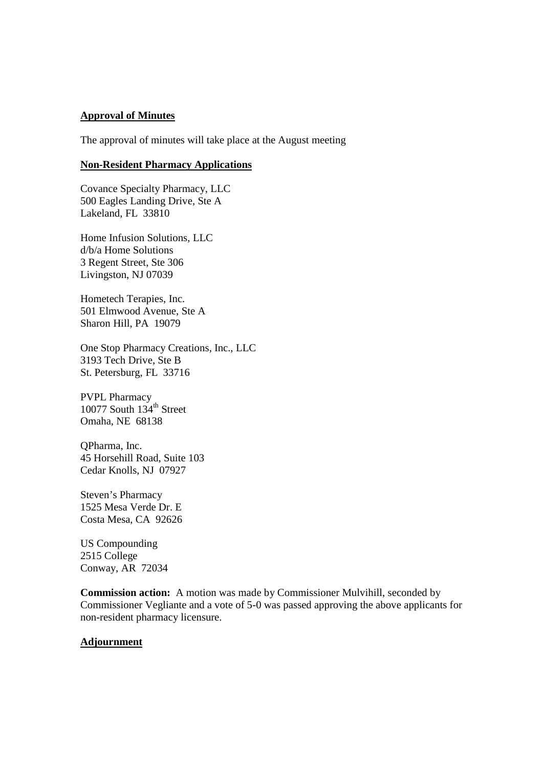**Approval of Minutes**

The approval of minutes will take place at the August meeting

**Non-Resident Pharmacy Applications**

Covance Specialty Pharmacy, LLC
500 Eagles Landing Drive, Ste A
Lakeland, FL 33810

Home Infusion Solutions, LLC
d/b/a Home Solutions
3 Regent Street, Ste 306
Livingston, NJ 07039

Hometech Terapies, Inc.
501 Elmwood Avenue, Ste A
Sharon Hill, PA 19079

One Stop Pharmacy Creations, Inc., LLC
3193 Tech Drive, Ste B
St. Petersburg, FL 33716

PVPL Pharmacy
10077 South 134th Street
Omaha, NE 68138

QPharma, Inc.
45 Horsehill Road, Suite 103
Cedar Knolls, NJ 07927

Steven's Pharmacy
1525 Mesa Verde Dr. E
Costa Mesa, CA 92626

US Compounding
2515 College
Conway, AR 72034

**Commission action:** A motion was made by Commissioner Mulvihill, seconded by Commissioner Vegliante and a vote of 5-0 was passed approving the above applicants for non-resident pharmacy licensure.

**Adjournment**